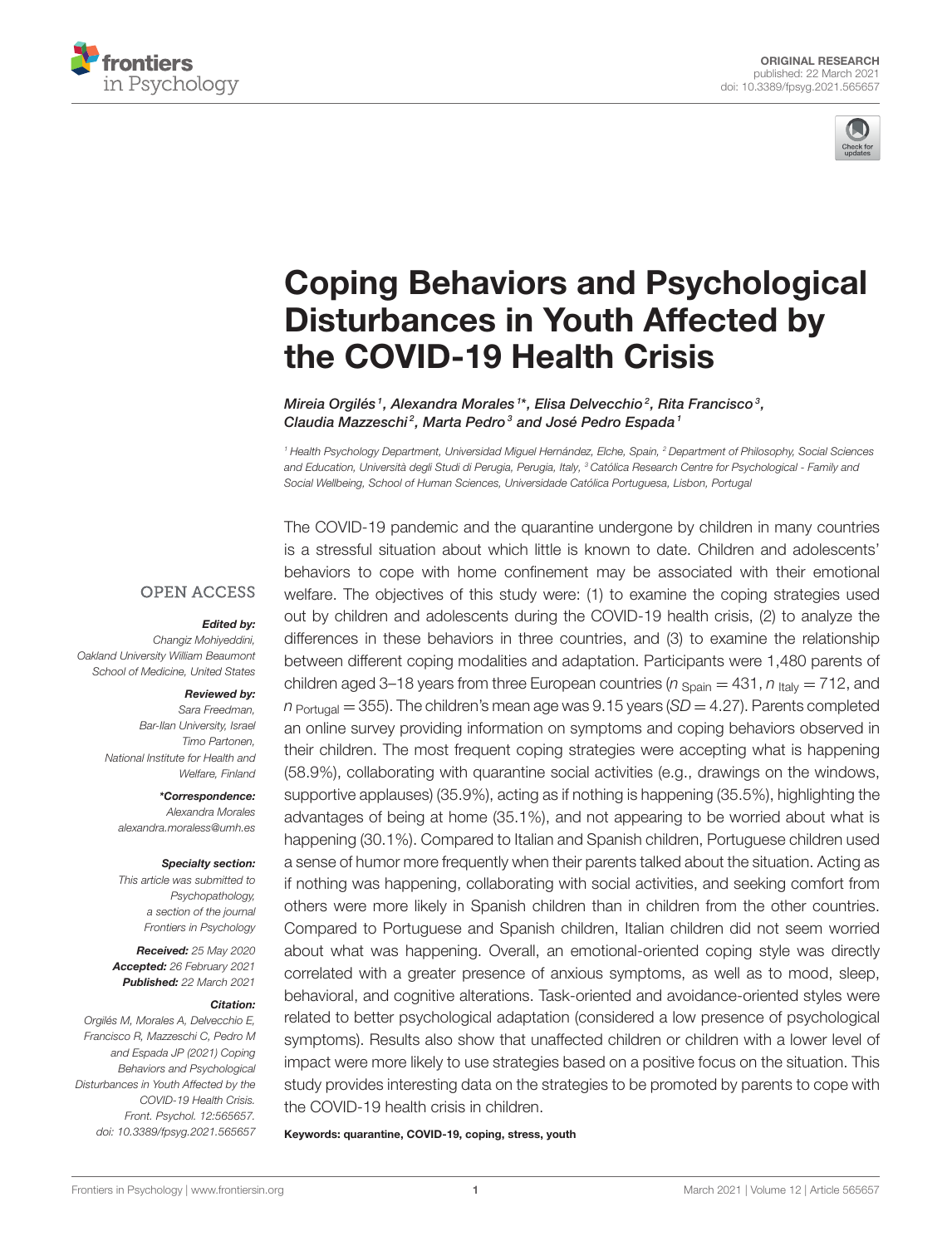ORIGINAL RESEARCH
published: 22 March 2021
doi: 10.3389/fpsyg.2021.565657

# Coping Behaviors and Psychological Disturbances in Youth Affected by the COVID-19 Health Crisis

*Mireia Orgilés[1], Alexandra Morales[1]\*, Elisa Delvecchio[2], Rita Francisco[3], Claudia Mazzeschi[2], Marta Pedro[3] and José Pedro Espada[1]*

[1] Health Psychology Department, Universidad Miguel Hernández, Elche, Spain, [2] Department of Philosophy, Social Sciences and Education, Università degli Studi di Perugia, Perugia, Italy, [3] Católica Research Centre for Psychological - Family and Social Wellbeing, School of Human Sciences, Universidade Católica Portuguesa, Lisbon, Portugal

OPEN ACCESS

***Edited by:***
Changiz Mohiyeddini,
Oakland University William Beaumont School of Medicine, United States

***Reviewed by:***
Sara Freedman,
Bar-Ilan University, Israel
Timo Partonen,
National Institute for Health and Welfare, Finland

***\*Correspondence:***
Alexandra Morales
alexandra.moraless@umh.es

***Specialty section:***
This article was submitted to Psychopathology, a section of the journal Frontiers in Psychology

***Received:*** 25 May 2020
***Accepted:*** 26 February 2021
***Published:*** 22 March 2021

***Citation:***
Orgilés M, Morales A, Delvecchio E, Francisco R, Mazzeschi C, Pedro M and Espada JP (2021) Coping Behaviors and Psychological Disturbances in Youth Affected by the COVID-19 Health Crisis. Front. Psychol. 12:565657. doi: 10.3389/fpsyg.2021.565657

The COVID-19 pandemic and the quarantine undergone by children in many countries is a stressful situation about which little is known to date. Children and adolescents' behaviors to cope with home confinement may be associated with their emotional welfare. The objectives of this study were: (1) to examine the coping strategies used out by children and adolescents during the COVID-19 health crisis, (2) to analyze the differences in these behaviors in three countries, and (3) to examine the relationship between different coping modalities and adaptation. Participants were 1,480 parents of children aged 3–18 years from three European countries ($n_{\text{Spain}} = 431$, $n_{\text{Italy}} = 712$, and $n_{\text{Portugal}} = 355$). The children's mean age was 9.15 years ($SD = 4.27$). Parents completed an online survey providing information on symptoms and coping behaviors observed in their children. The most frequent coping strategies were accepting what is happening (58.9%), collaborating with quarantine social activities (e.g., drawings on the windows, supportive applauses) (35.9%), acting as if nothing is happening (35.5%), highlighting the advantages of being at home (35.1%), and not appearing to be worried about what is happening (30.1%). Compared to Italian and Spanish children, Portuguese children used a sense of humor more frequently when their parents talked about the situation. Acting as if nothing was happening, collaborating with social activities, and seeking comfort from others were more likely in Spanish children than in children from the other countries. Compared to Portuguese and Spanish children, Italian children did not seem worried about what was happening. Overall, an emotional-oriented coping style was directly correlated with a greater presence of anxious symptoms, as well as to mood, sleep, behavioral, and cognitive alterations. Task-oriented and avoidance-oriented styles were related to better psychological adaptation (considered a low presence of psychological symptoms). Results also show that unaffected children or children with a lower level of impact were more likely to use strategies based on a positive focus on the situation. This study provides interesting data on the strategies to be promoted by parents to cope with the COVID-19 health crisis in children.

**Keywords: quarantine, COVID-19, coping, stress, youth**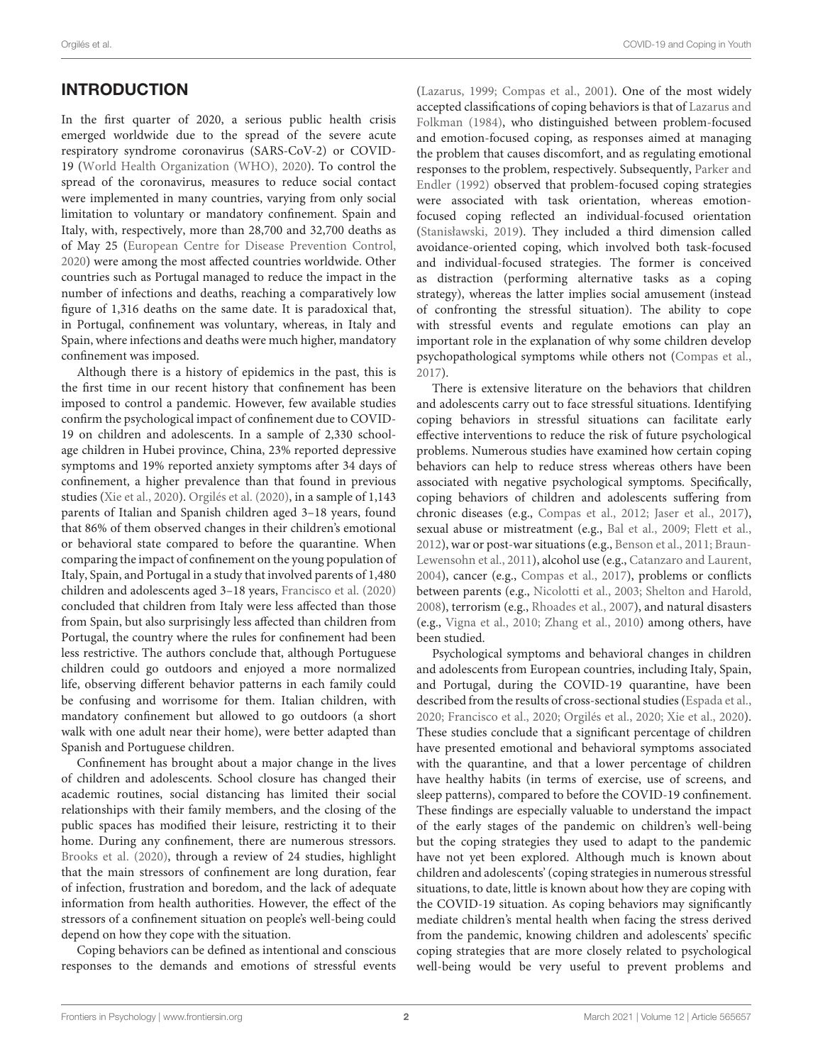## INTRODUCTION

In the first quarter of 2020, a serious public health crisis emerged worldwide due to the spread of the severe acute respiratory syndrome coronavirus (SARS-CoV-2) or COVID-19 (World Health Organization (WHO), 2020). To control the spread of the coronavirus, measures to reduce social contact were implemented in many countries, varying from only social limitation to voluntary or mandatory confinement. Spain and Italy, with, respectively, more than 28,700 and 32,700 deaths as of May 25 (European Centre for Disease Prevention Control, 2020) were among the most affected countries worldwide. Other countries such as Portugal managed to reduce the impact in the number of infections and deaths, reaching a comparatively low figure of 1,316 deaths on the same date. It is paradoxical that, in Portugal, confinement was voluntary, whereas, in Italy and Spain, where infections and deaths were much higher, mandatory confinement was imposed.

Although there is a history of epidemics in the past, this is the first time in our recent history that confinement has been imposed to control a pandemic. However, few available studies confirm the psychological impact of confinement due to COVID-19 on children and adolescents. In a sample of 2,330 school-age children in Hubei province, China, 23% reported depressive symptoms and 19% reported anxiety symptoms after 34 days of confinement, a higher prevalence than that found in previous studies (Xie et al., 2020). Orgilés et al. (2020), in a sample of 1,143 parents of Italian and Spanish children aged 3–18 years, found that 86% of them observed changes in their children's emotional or behavioral state compared to before the quarantine. When comparing the impact of confinement on the young population of Italy, Spain, and Portugal in a study that involved parents of 1,480 children and adolescents aged 3–18 years, Francisco et al. (2020) concluded that children from Italy were less affected than those from Spain, but also surprisingly less affected than children from Portugal, the country where the rules for confinement had been less restrictive. The authors conclude that, although Portuguese children could go outdoors and enjoyed a more normalized life, observing different behavior patterns in each family could be confusing and worrisome for them. Italian children, with mandatory confinement but allowed to go outdoors (a short walk with one adult near their home), were better adapted than Spanish and Portuguese children.

Confinement has brought about a major change in the lives of children and adolescents. School closure has changed their academic routines, social distancing has limited their social relationships with their family members, and the closing of the public spaces has modified their leisure, restricting it to their home. During any confinement, there are numerous stressors. Brooks et al. (2020), through a review of 24 studies, highlight that the main stressors of confinement are long duration, fear of infection, frustration and boredom, and the lack of adequate information from health authorities. However, the effect of the stressors of a confinement situation on people's well-being could depend on how they cope with the situation.

Coping behaviors can be defined as intentional and conscious responses to the demands and emotions of stressful events (Lazarus, 1999; Compas et al., 2001). One of the most widely accepted classifications of coping behaviors is that of Lazarus and Folkman (1984), who distinguished between problem-focused and emotion-focused coping, as responses aimed at managing the problem that causes discomfort, and as regulating emotional responses to the problem, respectively. Subsequently, Parker and Endler (1992) observed that problem-focused coping strategies were associated with task orientation, whereas emotion-focused coping reflected an individual-focused orientation (Stanisławski, 2019). They included a third dimension called avoidance-oriented coping, which involved both task-focused and individual-focused strategies. The former is conceived as distraction (performing alternative tasks as a coping strategy), whereas the latter implies social amusement (instead of confronting the stressful situation). The ability to cope with stressful events and regulate emotions can play an important role in the explanation of why some children develop psychopathological symptoms while others not (Compas et al., 2017).

There is extensive literature on the behaviors that children and adolescents carry out to face stressful situations. Identifying coping behaviors in stressful situations can facilitate early effective interventions to reduce the risk of future psychological problems. Numerous studies have examined how certain coping behaviors can help to reduce stress whereas others have been associated with negative psychological symptoms. Specifically, coping behaviors of children and adolescents suffering from chronic diseases (e.g., Compas et al., 2012; Jaser et al., 2017), sexual abuse or mistreatment (e.g., Bal et al., 2009; Flett et al., 2012), war or post-war situations (e.g., Benson et al., 2011; Braun-Lewensohn et al., 2011), alcohol use (e.g., Catanzaro and Laurent, 2004), cancer (e.g., Compas et al., 2017), problems or conflicts between parents (e.g., Nicolotti et al., 2003; Shelton and Harold, 2008), terrorism (e.g., Rhoades et al., 2007), and natural disasters (e.g., Vigna et al., 2010; Zhang et al., 2010) among others, have been studied.

Psychological symptoms and behavioral changes in children and adolescents from European countries, including Italy, Spain, and Portugal, during the COVID-19 quarantine, have been described from the results of cross-sectional studies (Espada et al., 2020; Francisco et al., 2020; Orgilés et al., 2020; Xie et al., 2020). These studies conclude that a significant percentage of children have presented emotional and behavioral symptoms associated with the quarantine, and that a lower percentage of children have healthy habits (in terms of exercise, use of screens, and sleep patterns), compared to before the COVID-19 confinement. These findings are especially valuable to understand the impact of the early stages of the pandemic on children's well-being but the coping strategies they used to adapt to the pandemic have not yet been explored. Although much is known about children and adolescents' (coping strategies in numerous stressful situations, to date, little is known about how they are coping with the COVID-19 situation. As coping behaviors may significantly mediate children's mental health when facing the stress derived from the pandemic, knowing children and adolescents' specific coping strategies that are more closely related to psychological well-being would be very useful to prevent problems and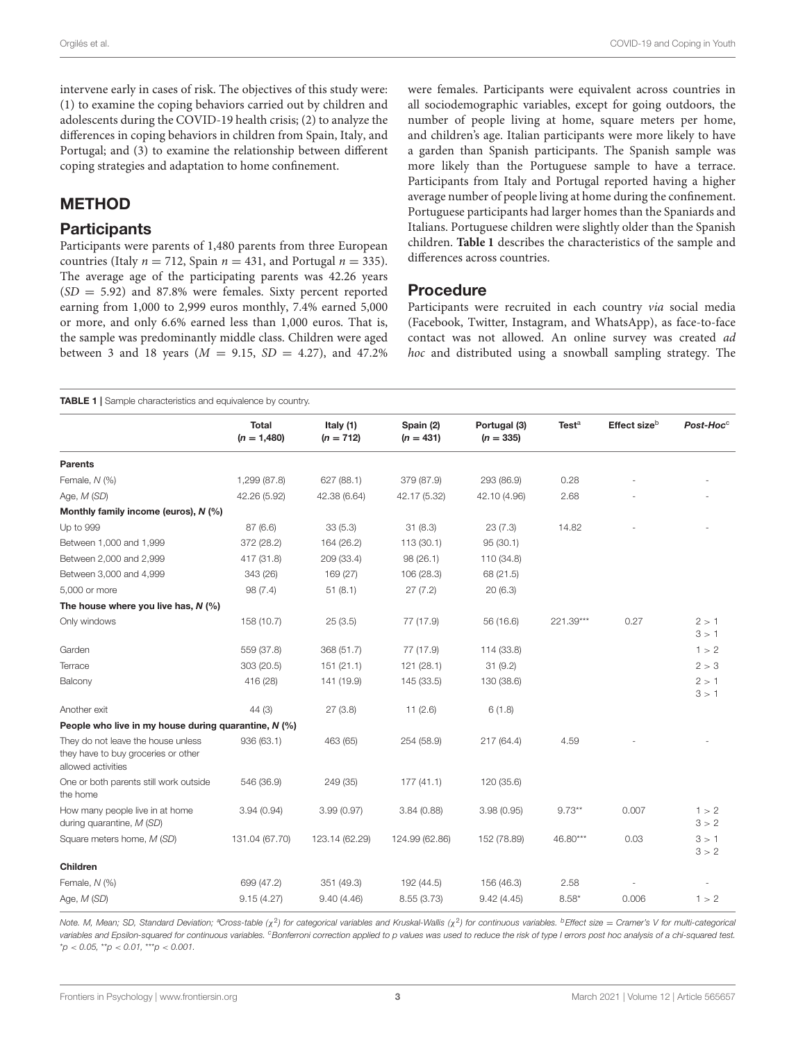intervene early in cases of risk. The objectives of this study were: (1) to examine the coping behaviors carried out by children and adolescents during the COVID-19 health crisis; (2) to analyze the differences in coping behaviors in children from Spain, Italy, and Portugal; and (3) to examine the relationship between different coping strategies and adaptation to home confinement.

## METHOD

### Participants

Participants were parents of 1,480 parents from three European countries (Italy $n = 712$, Spain $n = 431$, and Portugal $n = 335$). The average age of the participating parents was 42.26 years ($SD = 5.92$) and 87.8% were females. Sixty percent reported earning from 1,000 to 2,999 euros monthly, 7.4% earned 5,000 or more, and only 6.6% earned less than 1,000 euros. That is, the sample was predominantly middle class. Children were aged between 3 and 18 years ($M = 9.15$, $SD = 4.27$), and 47.2% were females. Participants were equivalent across countries in all sociodemographic variables, except for going outdoors, the number of people living at home, square meters per home, and children's age. Italian participants were more likely to have a garden than Spanish participants. The Spanish sample was more likely than the Portuguese sample to have a terrace. Participants from Italy and Portugal reported having a higher average number of people living at home during the confinement. Portuguese participants had larger homes than the Spaniards and Italians. Portuguese children were slightly older than the Spanish children. **Table 1** describes the characteristics of the sample and differences across countries.

### Procedure

Participants were recruited in each country *via* social media (Facebook, Twitter, Instagram, and WhatsApp), as face-to-face contact was not allowed. An online survey was created *ad hoc* and distributed using a snowball sampling strategy. The

**TABLE 1** | Sample characteristics and equivalence by country.

| | Total ($n = 1,480$) | Italy (1) ($n = 712$) | Spain (2) ($n = 431$) | Portugal (3) ($n = 335$) | Test[a] | Effect size[b] | *Post-Hoc*[c] |
|---|---|---|---|---|---|---|---|
| **Parents** | | | | | | | |
| Female, *N* (%) | 1,299 (87.8) | 627 (88.1) | 379 (87.9) | 293 (86.9) | 0.28 | - | - |
| Age, *M* (*SD*) | 42.26 (5.92) | 42.38 (6.64) | 42.17 (5.32) | 42.10 (4.96) | 2.68 | - | - |
| **Monthly family income (euros), *N* (%)** | | | | | | | |
| Up to 999 | 87 (6.6) | 33 (5.3) | 31 (8.3) | 23 (7.3) | 14.82 | - | - |
| Between 1,000 and 1,999 | 372 (28.2) | 164 (26.2) | 113 (30.1) | 95 (30.1) | | | |
| Between 2,000 and 2,999 | 417 (31.8) | 209 (33.4) | 98 (26.1) | 110 (34.8) | | | |
| Between 3,000 and 4,999 | 343 (26) | 169 (27) | 106 (28.3) | 68 (21.5) | | | |
| 5,000 or more | 98 (7.4) | 51 (8.1) | 27 (7.2) | 20 (6.3) | | | |
| **The house where you live has, *N* (%)** | | | | | | | |
| Only windows | 158 (10.7) | 25 (3.5) | 77 (17.9) | 56 (16.6) | 221.39*** | 0.27 | 2 > 1<br>3 > 1 |
| Garden | 559 (37.8) | 368 (51.7) | 77 (17.9) | 114 (33.8) | | | 1 > 2 |
| Terrace | 303 (20.5) | 151 (21.1) | 121 (28.1) | 31 (9.2) | | | 2 > 3 |
| Balcony | 416 (28) | 141 (19.9) | 145 (33.5) | 130 (38.6) | | | 2 > 1<br>3 > 1 |
| Another exit | 44 (3) | 27 (3.8) | 11 (2.6) | 6 (1.8) | | | |
| **People who live in my house during quarantine, *N* (%)** | | | | | | | |
| They do not leave the house unless they have to buy groceries or other allowed activities | 936 (63.1) | 463 (65) | 254 (58.9) | 217 (64.4) | 4.59 | - | - |
| One or both parents still work outside the home | 546 (36.9) | 249 (35) | 177 (41.1) | 120 (35.6) | | | |
| How many people live in at home during quarantine, *M* (*SD*) | 3.94 (0.94) | 3.99 (0.97) | 3.84 (0.88) | 3.98 (0.95) | 9.73** | 0.007 | 1 > 2<br>3 > 2 |
| Square meters home, *M* (*SD*) | 131.04 (67.70) | 123.14 (62.29) | 124.99 (62.86) | 152 (78.89) | 46.80*** | 0.03 | 3 > 1<br>3 > 2 |
| **Children** | | | | | | | |
| Female, *N* (%) | 699 (47.2) | 351 (49.3) | 192 (44.5) | 156 (46.3) | 2.58 | - | - |
| Age, *M* (*SD*) | 9.15 (4.27) | 9.40 (4.46) | 8.55 (3.73) | 9.42 (4.45) | 8.58* | 0.006 | 1 > 2 |

*Note. M, Mean; SD, Standard Deviation;* [a]*Cross-table ($\chi^2$) for categorical variables and Kruskal-Wallis ($\chi^2$) for continuous variables.* [b]*Effect size = Cramer's V for multi-categorical variables and Epsilon-squared for continuous variables.* [c]*Bonferroni correction applied to p values was used to reduce the risk of type I errors post hoc analysis of a chi-squared test.* *$^{*}p < 0.05$, $^{**}p < 0.01$, $^{***}p < 0.001$.*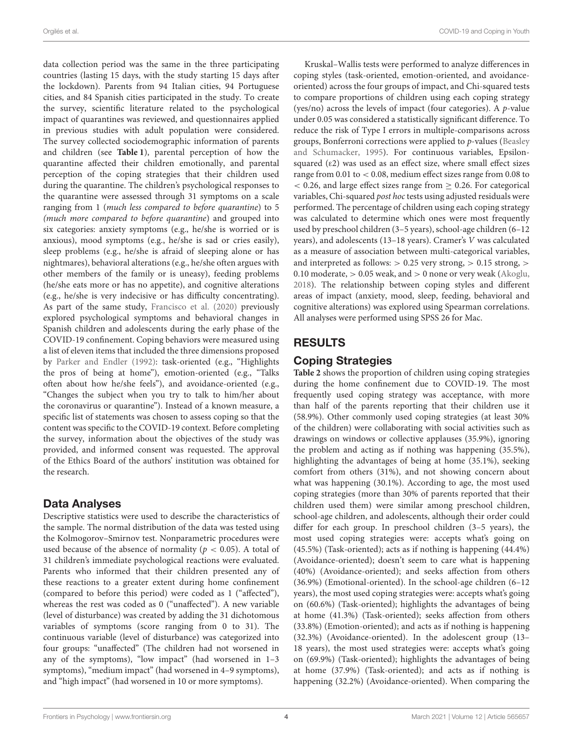data collection period was the same in the three participating countries (lasting 15 days, with the study starting 15 days after the lockdown). Parents from 94 Italian cities, 94 Portuguese cities, and 84 Spanish cities participated in the study. To create the survey, scientific literature related to the psychological impact of quarantines was reviewed, and questionnaires applied in previous studies with adult population were considered. The survey collected sociodemographic information of parents and children (see **Table 1**), parental perception of how the quarantine affected their children emotionally, and parental perception of the coping strategies that their children used during the quarantine. The children's psychological responses to the quarantine were assessed through 31 symptoms on a scale ranging from 1 (*much less compared to before quarantine*) to 5 *(much more compared to before quarantine*) and grouped into six categories: anxiety symptoms (e.g., he/she is worried or is anxious), mood symptoms (e.g., he/she is sad or cries easily), sleep problems (e.g., he/she is afraid of sleeping alone or has nightmares), behavioral alterations (e.g., he/she often argues with other members of the family or is uneasy), feeding problems (he/she eats more or has no appetite), and cognitive alterations (e.g., he/she is very indecisive or has difficulty concentrating). As part of the same study, Francisco et al. (2020) previously explored psychological symptoms and behavioral changes in Spanish children and adolescents during the early phase of the COVID-19 confinement. Coping behaviors were measured using a list of eleven items that included the three dimensions proposed by Parker and Endler (1992): task-oriented (e.g., "Highlights the pros of being at home"), emotion-oriented (e.g., "Talks often about how he/she feels"), and avoidance-oriented (e.g., "Changes the subject when you try to talk to him/her about the coronavirus or quarantine"). Instead of a known measure, a specific list of statements was chosen to assess coping so that the content was specific to the COVID-19 context. Before completing the survey, information about the objectives of the study was provided, and informed consent was requested. The approval of the Ethics Board of the authors' institution was obtained for the research.

## Data Analyses

Descriptive statistics were used to describe the characteristics of the sample. The normal distribution of the data was tested using the Kolmogorov–Smirnov test. Nonparametric procedures were used because of the absence of normality ($p < 0.05$). A total of 31 children's immediate psychological reactions were evaluated. Parents who informed that their children presented any of these reactions to a greater extent during home confinement (compared to before this period) were coded as 1 ("affected"), whereas the rest was coded as 0 ("unaffected"). A new variable (level of disturbance) was created by adding the 31 dichotomous variables of symptoms (score ranging from 0 to 31). The continuous variable (level of disturbance) was categorized into four groups: "unaffected" (The children had not worsened in any of the symptoms), "low impact" (had worsened in 1–3 symptoms), "medium impact" (had worsened in 4–9 symptoms), and "high impact" (had worsened in 10 or more symptoms).

Kruskal–Wallis tests were performed to analyze differences in coping styles (task-oriented, emotion-oriented, and avoidance-oriented) across the four groups of impact, and Chi-squared tests to compare proportions of children using each coping strategy (yes/no) across the levels of impact (four categories). A $p$-value under 0.05 was considered a statistically significant difference. To reduce the risk of Type I errors in multiple-comparisons across groups, Bonferroni corrections were applied to $p$-values (Beasley and Schumacker, 1995). For continuous variables, Epsilon-squared ($\varepsilon2$) was used as an effect size, where small effect sizes range from 0.01 to < 0.08, medium effect sizes range from 0.08 to < 0.26, and large effect sizes range from ≥ 0.26. For categorical variables, Chi-squared *post hoc* tests using adjusted residuals were performed. The percentage of children using each coping strategy was calculated to determine which ones were most frequently used by preschool children (3–5 years), school-age children (6–12 years), and adolescents (13–18 years). Cramer's $V$ was calculated as a measure of association between multi-categorical variables, and interpreted as follows: > 0.25 very strong, > 0.15 strong, > 0.10 moderate, > 0.05 weak, and > 0 none or very weak (Akoglu, 2018). The relationship between coping styles and different areas of impact (anxiety, mood, sleep, feeding, behavioral and cognitive alterations) was explored using Spearman correlations. All analyses were performed using SPSS 26 for Mac.

# RESULTS

## Coping Strategies

**Table 2** shows the proportion of children using coping strategies during the home confinement due to COVID-19. The most frequently used coping strategy was acceptance, with more than half of the parents reporting that their children use it (58.9%). Other commonly used coping strategies (at least 30% of the children) were collaborating with social activities such as drawings on windows or collective applauses (35.9%), ignoring the problem and acting as if nothing was happening (35.5%), highlighting the advantages of being at home (35.1%), seeking comfort from others (31%), and not showing concern about what was happening (30.1%). According to age, the most used coping strategies (more than 30% of parents reported that their children used them) were similar among preschool children, school-age children, and adolescents, although their order could differ for each group. In preschool children (3–5 years), the most used coping strategies were: accepts what's going on (45.5%) (Task-oriented); acts as if nothing is happening (44.4%) (Avoidance-oriented); doesn't seem to care what is happening (40%) (Avoidance-oriented); and seeks affection from others (36.9%) (Emotional-oriented). In the school-age children (6–12 years), the most used coping strategies were: accepts what's going on (60.6%) (Task-oriented); highlights the advantages of being at home (41.3%) (Task-oriented); seeks affection from others (33.8%) (Emotion-oriented); and acts as if nothing is happening (32.3%) (Avoidance-oriented). In the adolescent group (13–18 years), the most used strategies were: accepts what's going on (69.9%) (Task-oriented); highlights the advantages of being at home (37.9%) (Task-oriented); and acts as if nothing is happening (32.2%) (Avoidance-oriented). When comparing the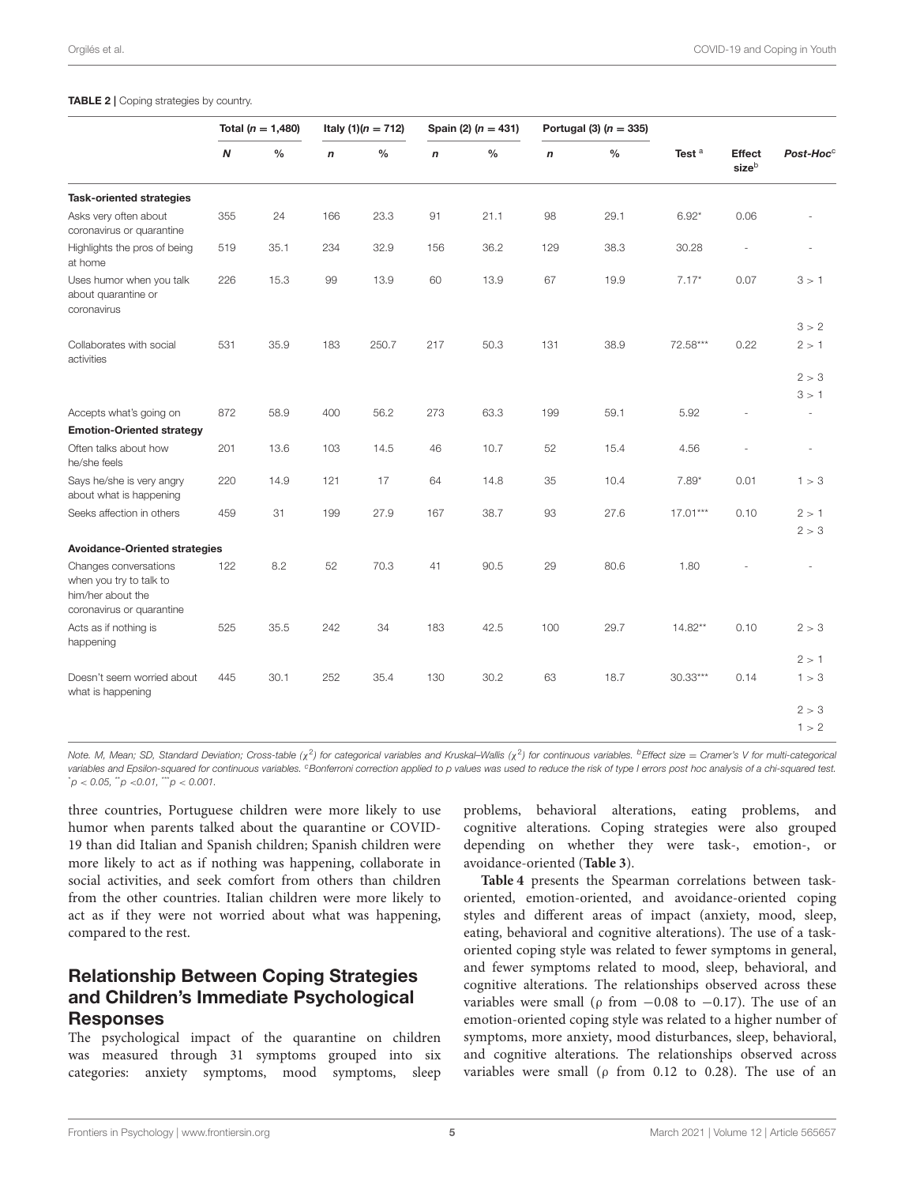**TABLE 2** | Coping strategies by country.

| | Total ($n$ = 1,480) | | Italy (1)($n$ = 712) | | Spain (2) ($n$ = 431) | | Portugal (3) ($n$ = 335) | | | | |
|---|---|---|---|---|---|---|---|---|---|---|---|
| | ***N*** | **%** | ***n*** | **%** | ***n*** | **%** | ***n*** | **%** | **Test** [a] | **Effect size**[b] | ***Post-Hoc***[c] |
| **Task-oriented strategies** | | | | | | | | | | | |
| Asks very often about coronavirus or quarantine | 355 | 24 | 166 | 23.3 | 91 | 21.1 | 98 | 29.1 | 6.92* | 0.06 | - |
| Highlights the pros of being at home | 519 | 35.1 | 234 | 32.9 | 156 | 36.2 | 129 | 38.3 | 30.28 | - | - |
| Uses humor when you talk about quarantine or coronavirus | 226 | 15.3 | 99 | 13.9 | 60 | 13.9 | 67 | 19.9 | 7.17* | 0.07 | 3 > 1<br>3 > 2 |
| Collaborates with social activities | 531 | 35.9 | 183 | 250.7 | 217 | 50.3 | 131 | 38.9 | 72.58*** | 0.22 | 2 > 1<br>2 > 3<br>3 > 1 |
| Accepts what's going on | 872 | 58.9 | 400 | 56.2 | 273 | 63.3 | 199 | 59.1 | 5.92 | - | - |
| **Emotion-Oriented strategy** | | | | | | | | | | | |
| Often talks about how he/she feels | 201 | 13.6 | 103 | 14.5 | 46 | 10.7 | 52 | 15.4 | 4.56 | - | - |
| Says he/she is very angry about what is happening | 220 | 14.9 | 121 | 17 | 64 | 14.8 | 35 | 10.4 | 7.89* | 0.01 | 1 > 3 |
| Seeks affection in others | 459 | 31 | 199 | 27.9 | 167 | 38.7 | 93 | 27.6 | 17.01*** | 0.10 | 2 > 1<br>2 > 3 |
| **Avoidance-Oriented strategies** | | | | | | | | | | | |
| Changes conversations when you try to talk to him/her about the coronavirus or quarantine | 122 | 8.2 | 52 | 70.3 | 41 | 90.5 | 29 | 80.6 | 1.80 | - | - |
| Acts as if nothing is happening | 525 | 35.5 | 242 | 34 | 183 | 42.5 | 100 | 29.7 | 14.82** | 0.10 | 2 > 3<br>2 > 1 |
| Doesn't seem worried about what is happening | 445 | 30.1 | 252 | 35.4 | 130 | 30.2 | 63 | 18.7 | 30.33*** | 0.14 | 1 > 3<br>2 > 3<br>1 > 2 |

*Note. M, Mean; SD, Standard Deviation; Cross-table ($\chi^2$) for categorical variables and Kruskal–Wallis ($\chi^2$) for continuous variables. [b]Effect size = Cramer's V for multi-categorical variables and Epsilon-squared for continuous variables. [c]Bonferroni correction applied to p values was used to reduce the risk of type I errors post hoc analysis of a chi-squared test.*
*$^{*}p < 0.05$, $^{**}p < 0.01$, $^{***}p < 0.001$.*

three countries, Portuguese children were more likely to use humor when parents talked about the quarantine or COVID-19 than did Italian and Spanish children; Spanish children were more likely to act as if nothing was happening, collaborate in social activities, and seek comfort from others than children from the other countries. Italian children were more likely to act as if they were not worried about what was happening, compared to the rest.

## Relationship Between Coping Strategies and Children's Immediate Psychological Responses

The psychological impact of the quarantine on children was measured through 31 symptoms grouped into six categories: anxiety symptoms, mood symptoms, sleep problems, behavioral alterations, eating problems, and cognitive alterations. Coping strategies were also grouped depending on whether they were task-, emotion-, or avoidance-oriented (**Table 3**).

**Table 4** presents the Spearman correlations between task-oriented, emotion-oriented, and avoidance-oriented coping styles and different areas of impact (anxiety, mood, sleep, eating, behavioral and cognitive alterations). The use of a task-oriented coping style was related to fewer symptoms in general, and fewer symptoms related to mood, sleep, behavioral, and cognitive alterations. The relationships observed across these variables were small ($\rho$ from $-0.08$ to $-0.17$). The use of an emotion-oriented coping style was related to a higher number of symptoms, more anxiety, mood disturbances, sleep, behavioral, and cognitive alterations. The relationships observed across variables were small ($\rho$ from 0.12 to 0.28). The use of an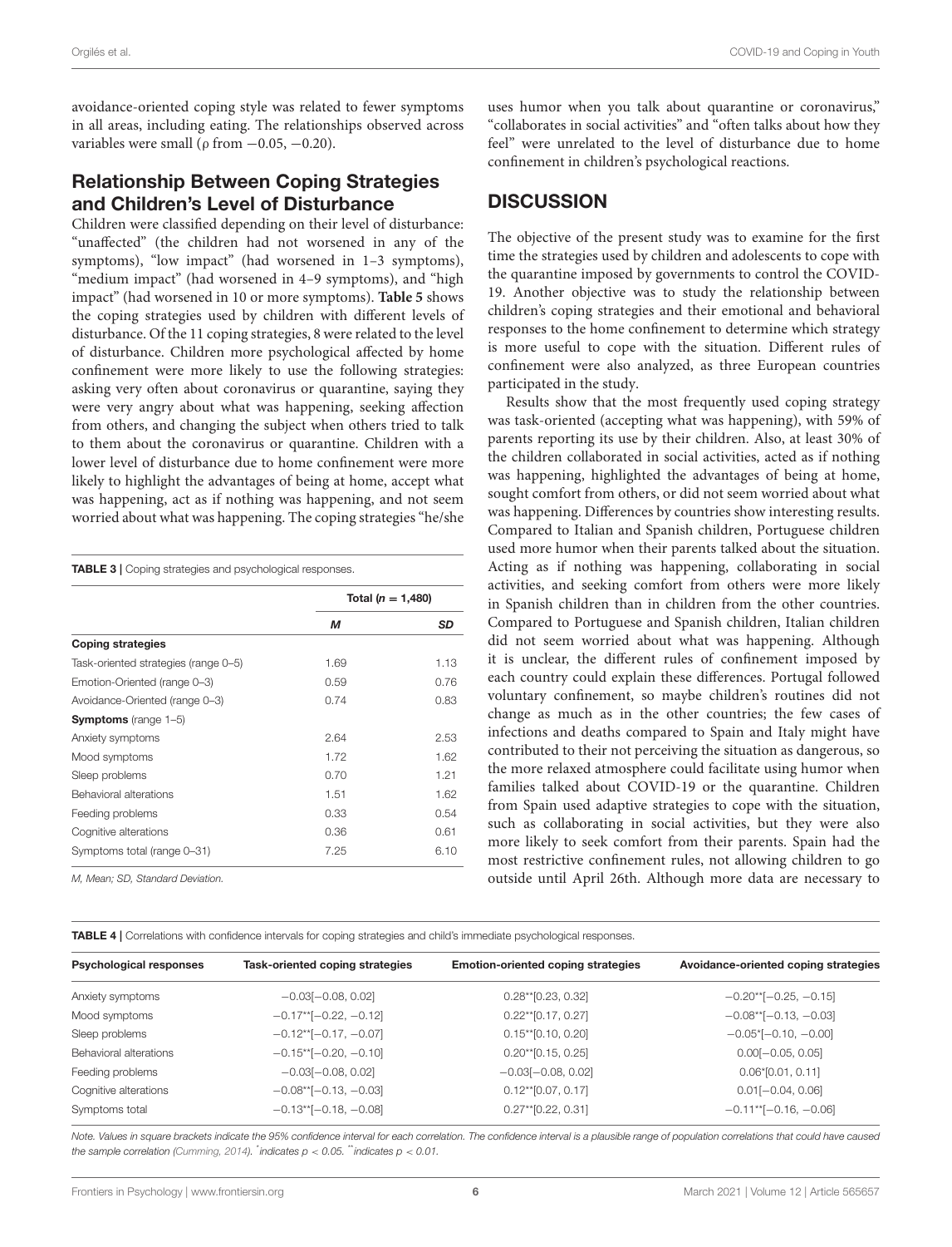avoidance-oriented coping style was related to fewer symptoms in all areas, including eating. The relationships observed across variables were small (ρ from −0.05, −0.20).

## Relationship Between Coping Strategies and Children's Level of Disturbance

Children were classified depending on their level of disturbance: "unaffected" (the children had not worsened in any of the symptoms), "low impact" (had worsened in 1–3 symptoms), "medium impact" (had worsened in 4–9 symptoms), and "high impact" (had worsened in 10 or more symptoms). **Table 5** shows the coping strategies used by children with different levels of disturbance. Of the 11 coping strategies, 8 were related to the level of disturbance. Children more psychological affected by home confinement were more likely to use the following strategies: asking very often about coronavirus or quarantine, saying they were very angry about what was happening, seeking affection from others, and changing the subject when others tried to talk to them about the coronavirus or quarantine. Children with a lower level of disturbance due to home confinement were more likely to highlight the advantages of being at home, accept what was happening, act as if nothing was happening, and not seem worried about what was happening. The coping strategies "he/she uses humor when you talk about quarantine or coronavirus," "collaborates in social activities" and "often talks about how they feel" were unrelated to the level of disturbance due to home confinement in children's psychological reactions.

**TABLE 3** | Coping strategies and psychological responses.

| | Total ($n$ = 1,480) | |
|---|---|---|
| | *M* | *SD* |
| **Coping strategies** | | |
| Task-oriented strategies (range 0–5) | 1.69 | 1.13 |
| Emotion-Oriented (range 0–3) | 0.59 | 0.76 |
| Avoidance-Oriented (range 0–3) | 0.74 | 0.83 |
| **Symptoms** (range 1–5) | | |
| Anxiety symptoms | 2.64 | 2.53 |
| Mood symptoms | 1.72 | 1.62 |
| Sleep problems | 0.70 | 1.21 |
| Behavioral alterations | 1.51 | 1.62 |
| Feeding problems | 0.33 | 0.54 |
| Cognitive alterations | 0.36 | 0.61 |
| Symptoms total (range 0–31) | 7.25 | 6.10 |

*M, Mean; SD, Standard Deviation.*

## DISCUSSION

The objective of the present study was to examine for the first time the strategies used by children and adolescents to cope with the quarantine imposed by governments to control the COVID-19. Another objective was to study the relationship between children's coping strategies and their emotional and behavioral responses to the home confinement to determine which strategy is more useful to cope with the situation. Different rules of confinement were also analyzed, as three European countries participated in the study.

Results show that the most frequently used coping strategy was task-oriented (accepting what was happening), with 59% of parents reporting its use by their children. Also, at least 30% of the children collaborated in social activities, acted as if nothing was happening, highlighted the advantages of being at home, sought comfort from others, or did not seem worried about what was happening. Differences by countries show interesting results. Compared to Italian and Spanish children, Portuguese children used more humor when their parents talked about the situation. Acting as if nothing was happening, collaborating in social activities, and seeking comfort from others were more likely in Spanish children than in children from the other countries. Compared to Portuguese and Spanish children, Italian children did not seem worried about what was happening. Although it is unclear, the different rules of confinement imposed by each country could explain these differences. Portugal followed voluntary confinement, so maybe children's routines did not change as much as in the other countries; the few cases of infections and deaths compared to Spain and Italy might have contributed to their not perceiving the situation as dangerous, so the more relaxed atmosphere could facilitate using humor when families talked about COVID-19 or the quarantine. Children from Spain used adaptive strategies to cope with the situation, such as collaborating in social activities, but they were also more likely to seek comfort from their parents. Spain had the most restrictive confinement rules, not allowing children to go outside until April 26th. Although more data are necessary to

**TABLE 4** | Correlations with confidence intervals for coping strategies and child's immediate psychological responses.

| Psychological responses | Task-oriented coping strategies | Emotion-oriented coping strategies | Avoidance-oriented coping strategies |
|---|---|---|---|
| Anxiety symptoms | −0.03[−0.08, 0.02] | 0.28**[0.23, 0.32] | −0.20**[−0.25, −0.15] |
| Mood symptoms | −0.17**[−0.22, −0.12] | 0.22**[0.17, 0.27] | −0.08**[−0.13, −0.03] |
| Sleep problems | −0.12**[−0.17, −0.07] | 0.15**[0.10, 0.20] | −0.05*[−0.10, −0.00] |
| Behavioral alterations | −0.15**[−0.20, −0.10] | 0.20**[0.15, 0.25] | 0.00[−0.05, 0.05] |
| Feeding problems | −0.03[−0.08, 0.02] | −0.03[−0.08, 0.02] | 0.06*[0.01, 0.11] |
| Cognitive alterations | −0.08**[−0.13, −0.03] | 0.12**[0.07, 0.17] | 0.01[−0.04, 0.06] |
| Symptoms total | −0.13**[−0.18, −0.08] | 0.27**[0.22, 0.31] | −0.11**[−0.16, −0.06] |

*Note. Values in square brackets indicate the 95% confidence interval for each correlation. The confidence interval is a plausible range of population correlations that could have caused the sample correlation (Cumming, 2014). \*indicates $p < 0.05$. \*\*indicates $p < 0.01$.*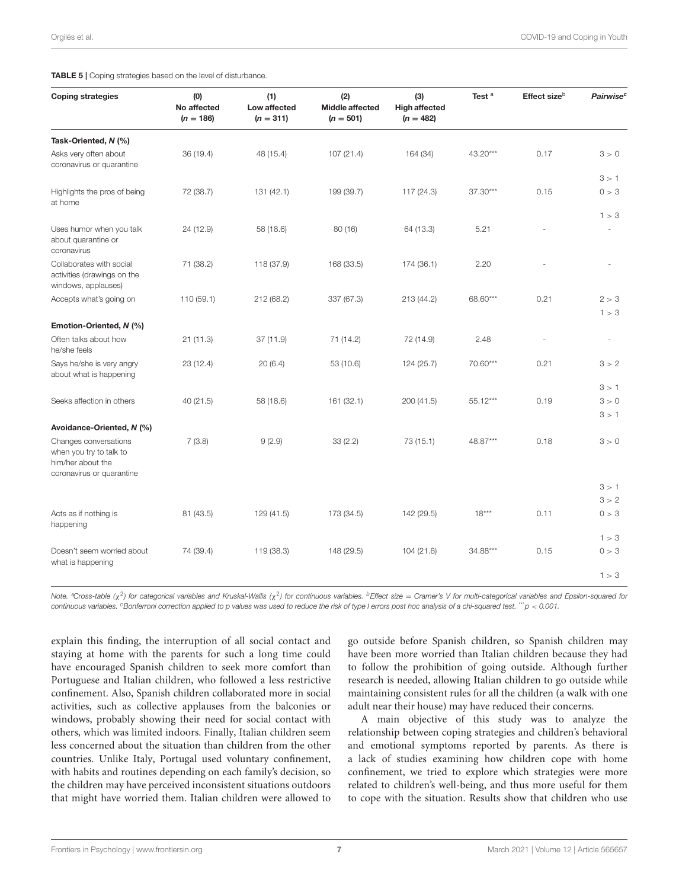**TABLE 5** | Coping strategies based on the level of disturbance.

| Coping strategies | (0) No affected ($n$ = 186) | (1) Low affected ($n$ = 311) | (2) Middle affected ($n$ = 501) | (3) High affected ($n$ = 482) | Test [a] | Effect size[b] | *Pairwise*[c] |
|---|---|---|---|---|---|---|---|
| **Task-Oriented, *N* (%)** | | | | | | | |
| Asks very often about coronavirus or quarantine | 36 (19.4) | 48 (15.4) | 107 (21.4) | 164 (34) | 43.20*** | 0.17 | 3 > 0 |
| | | | | | | | 3 > 1 |
| Highlights the pros of being at home | 72 (38.7) | 131 (42.1) | 199 (39.7) | 117 (24.3) | 37.30*** | 0.15 | 0 > 3 |
| | | | | | | | 1 > 3 |
| Uses humor when you talk about quarantine or coronavirus | 24 (12.9) | 58 (18.6) | 80 (16) | 64 (13.3) | 5.21 | - | - |
| Collaborates with social activities (drawings on the windows, applauses) | 71 (38.2) | 118 (37.9) | 168 (33.5) | 174 (36.1) | 2.20 | - | - |
| Accepts what's going on | 110 (59.1) | 212 (68.2) | 337 (67.3) | 213 (44.2) | 68.60*** | 0.21 | 2 > 3 |
| | | | | | | | 1 > 3 |
| **Emotion-Oriented, *N* (%)** | | | | | | | |
| Often talks about how he/she feels | 21 (11.3) | 37 (11.9) | 71 (14.2) | 72 (14.9) | 2.48 | - | - |
| Says he/she is very angry about what is happening | 23 (12.4) | 20 (6.4) | 53 (10.6) | 124 (25.7) | 70.60*** | 0.21 | 3 > 2 |
| | | | | | | | 3 > 1 |
| Seeks affection in others | 40 (21.5) | 58 (18.6) | 161 (32.1) | 200 (41.5) | 55.12*** | 0.19 | 3 > 0 |
| | | | | | | | 3 > 1 |
| **Avoidance-Oriented, *N* (%)** | | | | | | | |
| Changes conversations when you try to talk to him/her about the coronavirus or quarantine | 7 (3.8) | 9 (2.9) | 33 (2.2) | 73 (15.1) | 48.87*** | 0.18 | 3 > 0 |
| | | | | | | | 3 > 1 |
| | | | | | | | 3 > 2 |
| Acts as if nothing is happening | 81 (43.5) | 129 (41.5) | 173 (34.5) | 142 (29.5) | 18*** | 0.11 | 0 > 3 |
| | | | | | | | 1 > 3 |
| Doesn't seem worried about what is happening | 74 (39.4) | 119 (38.3) | 148 (29.5) | 104 (21.6) | 34.88*** | 0.15 | 0 > 3 |
| | | | | | | | 1 > 3 |

*Note.* [a]Cross-table ($\chi^2$) for categorical variables and Kruskal-Wallis ($\chi^2$) for continuous variables. [b]Effect size = Cramer's V for multi-categorical variables and Epsilon-squared for continuous variables. [c]Bonferroni correction applied to p values was used to reduce the risk of type I errors post hoc analysis of a chi-squared test. ***$p < 0.001$.

explain this finding, the interruption of all social contact and staying at home with the parents for such a long time could have encouraged Spanish children to seek more comfort than Portuguese and Italian children, who followed a less restrictive confinement. Also, Spanish children collaborated more in social activities, such as collective applauses from the balconies or windows, probably showing their need for social contact with others, which was limited indoors. Finally, Italian children seem less concerned about the situation than children from the other countries. Unlike Italy, Portugal used voluntary confinement, with habits and routines depending on each family's decision, so the children may have perceived inconsistent situations outdoors that might have worried them. Italian children were allowed to go outside before Spanish children, so Spanish children may have been more worried than Italian children because they had to follow the prohibition of going outside. Although further research is needed, allowing Italian children to go outside while maintaining consistent rules for all the children (a walk with one adult near their house) may have reduced their concerns.

A main objective of this study was to analyze the relationship between coping strategies and children's behavioral and emotional symptoms reported by parents. As there is a lack of studies examining how children cope with home confinement, we tried to explore which strategies were more related to children's well-being, and thus more useful for them to cope with the situation. Results show that children who use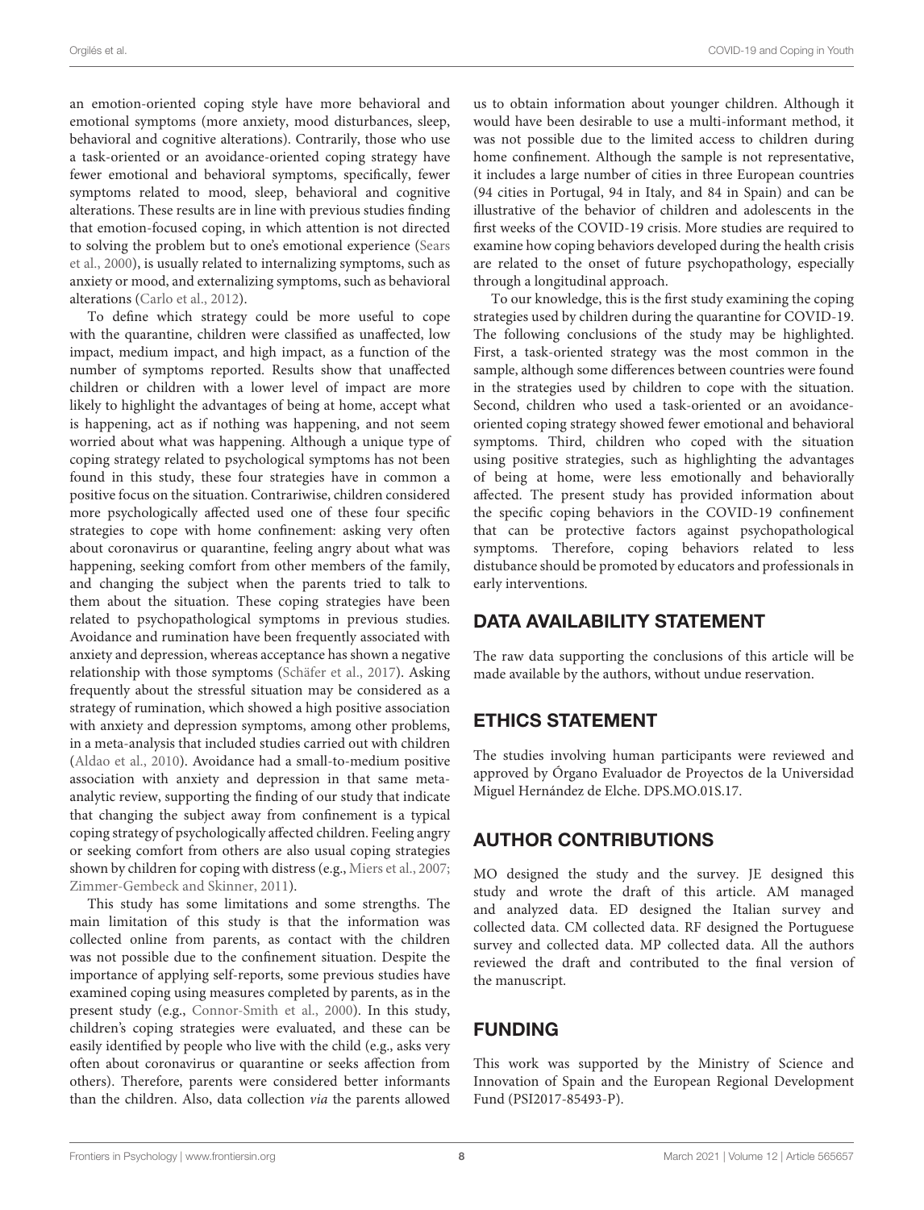an emotion-oriented coping style have more behavioral and emotional symptoms (more anxiety, mood disturbances, sleep, behavioral and cognitive alterations). Contrarily, those who use a task-oriented or an avoidance-oriented coping strategy have fewer emotional and behavioral symptoms, specifically, fewer symptoms related to mood, sleep, behavioral and cognitive alterations. These results are in line with previous studies finding that emotion-focused coping, in which attention is not directed to solving the problem but to one's emotional experience (Sears et al., 2000), is usually related to internalizing symptoms, such as anxiety or mood, and externalizing symptoms, such as behavioral alterations (Carlo et al., 2012).

To define which strategy could be more useful to cope with the quarantine, children were classified as unaffected, low impact, medium impact, and high impact, as a function of the number of symptoms reported. Results show that unaffected children or children with a lower level of impact are more likely to highlight the advantages of being at home, accept what is happening, act as if nothing was happening, and not seem worried about what was happening. Although a unique type of coping strategy related to psychological symptoms has not been found in this study, these four strategies have in common a positive focus on the situation. Contrariwise, children considered more psychologically affected used one of these four specific strategies to cope with home confinement: asking very often about coronavirus or quarantine, feeling angry about what was happening, seeking comfort from other members of the family, and changing the subject when the parents tried to talk to them about the situation. These coping strategies have been related to psychopathological symptoms in previous studies. Avoidance and rumination have been frequently associated with anxiety and depression, whereas acceptance has shown a negative relationship with those symptoms (Schäfer et al., 2017). Asking frequently about the stressful situation may be considered as a strategy of rumination, which showed a high positive association with anxiety and depression symptoms, among other problems, in a meta-analysis that included studies carried out with children (Aldao et al., 2010). Avoidance had a small-to-medium positive association with anxiety and depression in that same meta-analytic review, supporting the finding of our study that indicate that changing the subject away from confinement is a typical coping strategy of psychologically affected children. Feeling angry or seeking comfort from others are also usual coping strategies shown by children for coping with distress (e.g., Miers et al., 2007; Zimmer-Gembeck and Skinner, 2011).

This study has some limitations and some strengths. The main limitation of this study is that the information was collected online from parents, as contact with the children was not possible due to the confinement situation. Despite the importance of applying self-reports, some previous studies have examined coping using measures completed by parents, as in the present study (e.g., Connor-Smith et al., 2000). In this study, children's coping strategies were evaluated, and these can be easily identified by people who live with the child (e.g., asks very often about coronavirus or quarantine or seeks affection from others). Therefore, parents were considered better informants than the children. Also, data collection *via* the parents allowed us to obtain information about younger children. Although it would have been desirable to use a multi-informant method, it was not possible due to the limited access to children during home confinement. Although the sample is not representative, it includes a large number of cities in three European countries (94 cities in Portugal, 94 in Italy, and 84 in Spain) and can be illustrative of the behavior of children and adolescents in the first weeks of the COVID-19 crisis. More studies are required to examine how coping behaviors developed during the health crisis are related to the onset of future psychopathology, especially through a longitudinal approach.

To our knowledge, this is the first study examining the coping strategies used by children during the quarantine for COVID-19. The following conclusions of the study may be highlighted. First, a task-oriented strategy was the most common in the sample, although some differences between countries were found in the strategies used by children to cope with the situation. Second, children who used a task-oriented or an avoidance-oriented coping strategy showed fewer emotional and behavioral symptoms. Third, children who coped with the situation using positive strategies, such as highlighting the advantages of being at home, were less emotionally and behaviorally affected. The present study has provided information about the specific coping behaviors in the COVID-19 confinement that can be protective factors against psychopathological symptoms. Therefore, coping behaviors related to less distubance should be promoted by educators and professionals in early interventions.

## DATA AVAILABILITY STATEMENT

The raw data supporting the conclusions of this article will be made available by the authors, without undue reservation.

## ETHICS STATEMENT

The studies involving human participants were reviewed and approved by Órgano Evaluador de Proyectos de la Universidad Miguel Hernández de Elche. DPS.MO.01S.17.

## AUTHOR CONTRIBUTIONS

MO designed the study and the survey. JE designed this study and wrote the draft of this article. AM managed and analyzed data. ED designed the Italian survey and collected data. CM collected data. RF designed the Portuguese survey and collected data. MP collected data. All the authors reviewed the draft and contributed to the final version of the manuscript.

## FUNDING

This work was supported by the Ministry of Science and Innovation of Spain and the European Regional Development Fund (PSI2017-85493-P).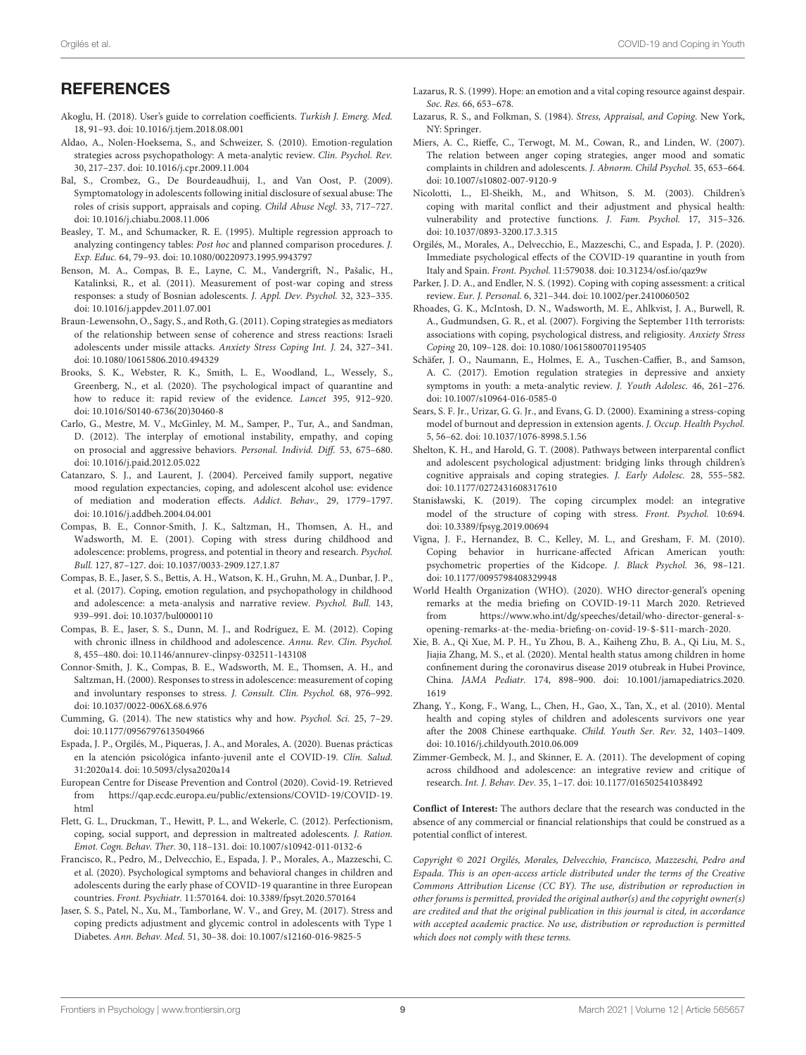## REFERENCES

Akoglu, H. (2018). User's guide to correlation coefficients. *Turkish J. Emerg. Med.* 18, 91–93. doi: 10.1016/j.tjem.2018.08.001

Aldao, A., Nolen-Hoeksema, S., and Schweizer, S. (2010). Emotion-regulation strategies across psychopathology: A meta-analytic review. *Clin. Psychol. Rev.* 30, 217–237. doi: 10.1016/j.cpr.2009.11.004

Bal, S., Crombez, G., De Bourdeaudhuij, I., and Van Oost, P. (2009). Symptomatology in adolescents following initial disclosure of sexual abuse: The roles of crisis support, appraisals and coping. *Child Abuse Negl.* 33, 717–727. doi: 10.1016/j.chiabu.2008.11.006

Beasley, T. M., and Schumacker, R. E. (1995). Multiple regression approach to analyzing contingency tables: *Post hoc* and planned comparison procedures. *J. Exp. Educ.* 64, 79–93. doi: 10.1080/00220973.1995.9943797

Benson, M. A., Compas, B. E., Layne, C. M., Vandergrift, N., Pašalic, H., Katalinksi, R., et al. (2011). Measurement of post-war coping and stress responses: a study of Bosnian adolescents. *J. Appl. Dev. Psychol.* 32, 323–335. doi: 10.1016/j.appdev.2011.07.001

Braun-Lewensohn, O., Sagy, S., and Roth, G. (2011). Coping strategies as mediators of the relationship between sense of coherence and stress reactions: Israeli adolescents under missile attacks. *Anxiety Stress Coping Int. J.* 24, 327–341. doi: 10.1080/10615806.2010.494329

Brooks, S. K., Webster, R. K., Smith, L. E., Woodland, L., Wessely, S., Greenberg, N., et al. (2020). The psychological impact of quarantine and how to reduce it: rapid review of the evidence. *Lancet* 395, 912–920. doi: 10.1016/S0140-6736(20)30460-8

Carlo, G., Mestre, M. V., McGinley, M. M., Samper, P., Tur, A., and Sandman, D. (2012). The interplay of emotional instability, empathy, and coping on prosocial and aggressive behaviors. *Personal. Individ. Diff.* 53, 675–680. doi: 10.1016/j.paid.2012.05.022

Catanzaro, S. J., and Laurent, J. (2004). Perceived family support, negative mood regulation expectancies, coping, and adolescent alcohol use: evidence of mediation and moderation effects. *Addict. Behav.*, 29, 1779–1797. doi: 10.1016/j.addbeh.2004.04.001

Compas, B. E., Connor-Smith, J. K., Saltzman, H., Thomsen, A. H., and Wadsworth, M. E. (2001). Coping with stress during childhood and adolescence: problems, progress, and potential in theory and research. *Psychol. Bull.* 127, 87–127. doi: 10.1037/0033-2909.127.1.87

Compas, B. E., Jaser, S. S., Bettis, A. H., Watson, K. H., Gruhn, M. A., Dunbar, J. P., et al. (2017). Coping, emotion regulation, and psychopathology in childhood and adolescence: a meta-analysis and narrative review. *Psychol. Bull.* 143, 939–991. doi: 10.1037/bul0000110

Compas, B. E., Jaser, S. S., Dunn, M. J., and Rodriguez, E. M. (2012). Coping with chronic illness in childhood and adolescence. *Annu. Rev. Clin. Psychol.* 8, 455–480. doi: 10.1146/annurev-clinpsy-032511-143108

Connor-Smith, J. K., Compas, B. E., Wadsworth, M. E., Thomsen, A. H., and Saltzman, H. (2000). Responses to stress in adolescence: measurement of coping and involuntary responses to stress. *J. Consult. Clin. Psychol.* 68, 976–992. doi: 10.1037/0022-006X.68.6.976

Cumming, G. (2014). The new statistics why and how. *Psychol. Sci.* 25, 7–29. doi: 10.1177/0956797613504966

Espada, J. P., Orgilés, M., Piqueras, J. A., and Morales, A. (2020). Buenas prácticas en la atención psicológica infanto-juvenil ante el COVID-19. *Clín. Salud.* 31:2020a14. doi: 10.5093/clysa2020a14

European Centre for Disease Prevention and Control (2020). Covid-19. Retrieved from https://qap.ecdc.europa.eu/public/extensions/COVID-19/COVID-19.html

Flett, G. L., Druckman, T., Hewitt, P. L., and Wekerle, C. (2012). Perfectionism, coping, social support, and depression in maltreated adolescents. *J. Ration. Emot. Cogn. Behav. Ther.* 30, 118–131. doi: 10.1007/s10942-011-0132-6

Francisco, R., Pedro, M., Delvecchio, E., Espada, J. P., Morales, A., Mazzeschi, C. et al. (2020). Psychological symptoms and behavioral changes in children and adolescents during the early phase of COVID-19 quarantine in three European countries. *Front. Psychiatr.* 11:570164. doi: 10.3389/fpsyt.2020.570164

Jaser, S. S., Patel, N., Xu, M., Tamborlane, W. V., and Grey, M. (2017). Stress and coping predicts adjustment and glycemic control in adolescents with Type 1 Diabetes. *Ann. Behav. Med.* 51, 30–38. doi: 10.1007/s12160-016-9825-5

Lazarus, R. S. (1999). Hope: an emotion and a vital coping resource against despair. *Soc. Res.* 66, 653–678.

Lazarus, R. S., and Folkman, S. (1984). *Stress, Appraisal, and Coping*. New York, NY: Springer.

Miers, A. C., Rieffe, C., Terwogt, M. M., Cowan, R., and Linden, W. (2007). The relation between anger coping strategies, anger mood and somatic complaints in children and adolescents. *J. Abnorm. Child Psychol.* 35, 653–664. doi: 10.1007/s10802-007-9120-9

Nicolotti, L., El-Sheikh, M., and Whitson, S. M. (2003). Children's coping with marital conflict and their adjustment and physical health: vulnerability and protective functions. *J. Fam. Psychol.* 17, 315–326. doi: 10.1037/0893-3200.17.3.315

Orgilés, M., Morales, A., Delvecchio, E., Mazzeschi, C., and Espada, J. P. (2020). Immediate psychological effects of the COVID-19 quarantine in youth from Italy and Spain. *Front. Psychol.* 11:579038. doi: 10.31234/osf.io/qaz9w

Parker, J. D. A., and Endler, N. S. (1992). Coping with coping assessment: a critical review. *Eur. J. Personal.* 6, 321–344. doi: 10.1002/per.2410060502

Rhoades, G. K., McIntosh, D. N., Wadsworth, M. E., Ahlkvist, J. A., Burwell, R. A., Gudmundsen, G. R., et al. (2007). Forgiving the September 11th terrorists: associations with coping, psychological distress, and religiosity. *Anxiety Stress Coping* 20, 109–128. doi: 10.1080/10615800701195405

Schäfer, J. O., Naumann, E., Holmes, E. A., Tuschen-Caffier, B., and Samson, A. C. (2017). Emotion regulation strategies in depressive and anxiety symptoms in youth: a meta-analytic review. *J. Youth Adolesc.* 46, 261–276. doi: 10.1007/s10964-016-0585-0

Sears, S. F. Jr., Urizar, G. G. Jr., and Evans, G. D. (2000). Examining a stress-coping model of burnout and depression in extension agents. *J. Occup. Health Psychol.* 5, 56–62. doi: 10.1037/1076-8998.5.1.56

Shelton, K. H., and Harold, G. T. (2008). Pathways between interparental conflict and adolescent psychological adjustment: bridging links through children's cognitive appraisals and coping strategies. *J. Early Adolesc.* 28, 555–582. doi: 10.1177/0272431608317610

Stanisławski, K. (2019). The coping circumplex model: an integrative model of the structure of coping with stress. *Front. Psychol.* 10:694. doi: 10.3389/fpsyg.2019.00694

Vigna, J. F., Hernandez, B. C., Kelley, M. L., and Gresham, F. M. (2010). Coping behavior in hurricane-affected African American youth: psychometric properties of the Kidcope. *J. Black Psychol.* 36, 98–121. doi: 10.1177/0095798408329948

World Health Organization (WHO). (2020). WHO director-general's opening remarks at the media briefing on COVID-19-11 March 2020. Retrieved from https://www.who.int/dg/speeches/detail/who-director-general-s-opening-remarks-at-the-media-briefing-on-covid-19-$-$11-march-2020.

Xie, B. A., Qi Xue, M. P. H., Yu Zhou, B. A., Kaiheng Zhu, B. A., Qi Liu, M. S., Jiajia Zhang, M. S., et al. (2020). Mental health status among children in home confinement during the coronavirus disease 2019 otubreak in Hubei Province, China. *JAMA Pediatr.* 174, 898–900. doi: 10.1001/jamapediatrics.2020.1619

Zhang, Y., Kong, F., Wang, L., Chen, H., Gao, X., Tan, X., et al. (2010). Mental health and coping styles of children and adolescents survivors one year after the 2008 Chinese earthquake. *Child. Youth Ser. Rev.* 32, 1403–1409. doi: 10.1016/j.childyouth.2010.06.009

Zimmer-Gembeck, M. J., and Skinner, E. A. (2011). The development of coping across childhood and adolescence: an integrative review and critique of research. *Int. J. Behav. Dev.* 35, 1–17. doi: 10.1177/016502541038492

**Conflict of Interest:** The authors declare that the research was conducted in the absence of any commercial or financial relationships that could be construed as a potential conflict of interest.

*Copyright © 2021 Orgilés, Morales, Delvecchio, Francisco, Mazzeschi, Pedro and Espada. This is an open-access article distributed under the terms of the Creative Commons Attribution License (CC BY). The use, distribution or reproduction in other forums is permitted, provided the original author(s) and the copyright owner(s) are credited and that the original publication in this journal is cited, in accordance with accepted academic practice. No use, distribution or reproduction is permitted which does not comply with these terms.*